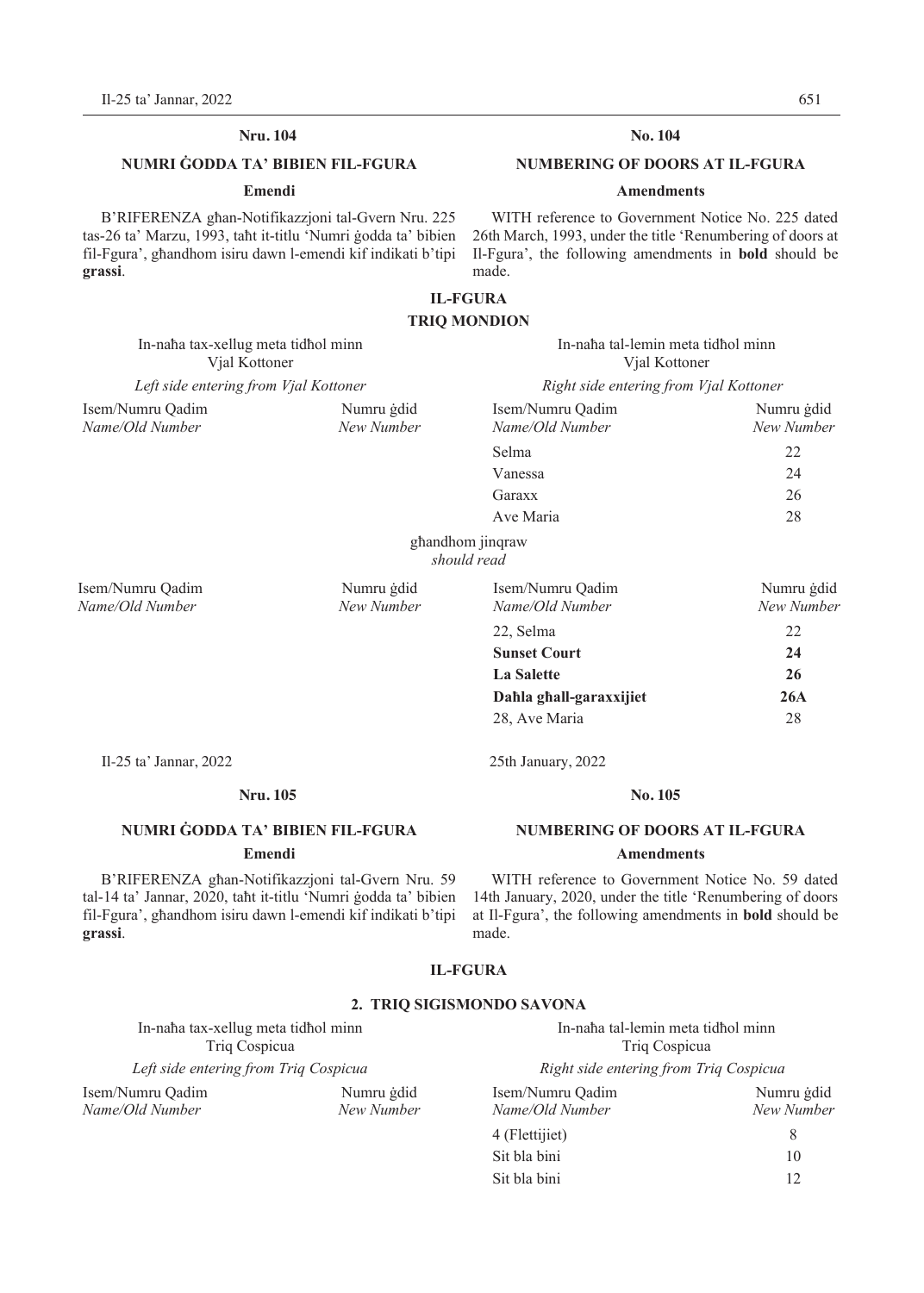**Nru. 104**

**NUMRI ĠODDA TA' BIBIEN FIL-FGURA**

**Emendi**

B'RIFERENZA għan-Notifikazzjoni tal-Gvern Nru. 225 tas-26 ta' Marzu, 1993, taħt it-titlu 'Numri ġodda ta' bibien fil-Fgura', għandhom isiru dawn l-emendi kif indikati b'tipi **grassi**.

**No. 104**

**NUMBERING OF DOORS AT IL-FGURA**

**Amendments**

WITH reference to Government Notice No. 225 dated 26th March, 1993, under the title 'Renumbering of doors at Il-Fgura', the following amendments in **bold** should be made.

**IL-FGURA**

**TRIQ MONDION**

| In-naħa tax-xellug meta tidħol minn Vjal Kottoner *Left side entering from Vjal Kottoner* | | In-naħa tal-lemin meta tidħol minn Vjal Kottoner *Right side entering from Vjal Kottoner* | |
|---|---|---|---|
| Isem/Numru Qadim *Name/Old Number* | Numru ġdid *New Number* | Isem/Numru Qadim *Name/Old Number* | Numru ġdid *New Number* |
| | | Selma | 22 |
| | | Vanessa | 24 |
| | | Garaxx | 26 |
| | | Ave Maria | 28 |

għandhom jinqraw
*should read*

| Isem/Numru Qadim *Name/Old Number* | Numru ġdid *New Number* | Isem/Numru Qadim *Name/Old Number* | Numru ġdid *New Number* |
|---|---|---|---|
| | | 22, Selma | 22 |
| | | **Sunset Court** | **24** |
| | | **La Salette** | **26** |
| | | **Daħla għall-garaxxijiet** | **26A** |
| | | 28, Ave Maria | 28 |

Il-25 ta' Jannar, 2022

25th January, 2022

**Nru. 105**

**NUMRI ĠODDA TA' BIBIEN FIL-FGURA**

**Emendi**

B'RIFERENZA għan-Notifikazzjoni tal-Gvern Nru. 59 tal-14 ta' Jannar, 2020, taħt it-titlu 'Numri ġodda ta' bibien fil-Fgura', għandhom isiru dawn l-emendi kif indikati b'tipi **grassi**.

**No. 105**

**NUMBERING OF DOORS AT IL-FGURA**

**Amendments**

WITH reference to Government Notice No. 59 dated 14th January, 2020, under the title 'Renumbering of doors at Il-Fgura', the following amendments in **bold** should be made.

**IL-FGURA**

**2. TRIQ SIGISMONDO SAVONA**

| In-naħa tax-xellug meta tidħol minn Triq Cospicua *Left side entering from Triq Cospicua* | | In-naħa tal-lemin meta tidħol minn Triq Cospicua *Right side entering from Triq Cospicua* | |
|---|---|---|---|
| Isem/Numru Qadim *Name/Old Number* | Numru ġdid *New Number* | Isem/Numru Qadim *Name/Old Number* | Numru ġdid *New Number* |
| | | 4 (Flettijiet) | 8 |
| | | Sit bla bini | 10 |
| | | Sit bla bini | 12 |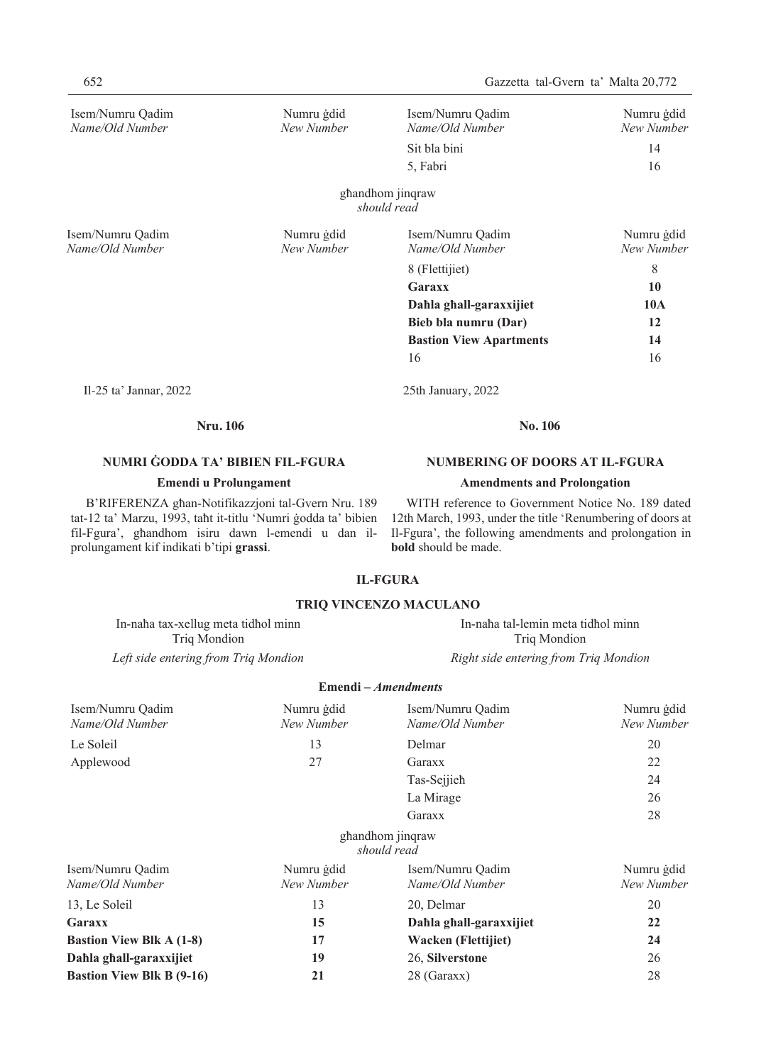| Isem/Numru Qadim *Name/Old Number* | Numru ġdid *New Number* | Isem/Numru Qadim *Name/Old Number* | Numru ġdid *New Number* |
|---|---|---|---|
| | | Sit bla bini | 14 |
| | | 5, Fabri | 16 |

għandhom jinqraw
*should read*

| Isem/Numru Qadim *Name/Old Number* | Numru ġdid *New Number* | Isem/Numru Qadim *Name/Old Number* | Numru ġdid *New Number* |
|---|---|---|---|
| | | 8 (Flettijiet) | 8 |
| | | **Garaxx** | **10** |
| | | **Daħla għall-garaxxijiet** | **10A** |
| | | **Bieb bla numru (Dar)** | **12** |
| | | **Bastion View Apartments** | **14** |
| | | 16 | 16 |

Il-25 ta' Jannar, 2022

25th January, 2022

**Nru. 106**

**NUMRI ĠODDA TA' BIBIEN FIL-FGURA**

**Emendi u Prolungament**

B'RIFERENZA għan-Notifikazzjoni tal-Gvern Nru. 189 tat-12 ta' Marzu, 1993, taħt it-titlu 'Numri ġodda ta' bibien fil-Fgura', għandhom isiru dawn l-emendi u dan il-prolungament kif indikati b'tipi **grassi**.

**No. 106**

**NUMBERING OF DOORS AT IL-FGURA**

**Amendments and Prolongation**

WITH reference to Government Notice No. 189 dated 12th March, 1993, under the title 'Renumbering of doors at Il-Fgura', the following amendments and prolongation in **bold** should be made.

**IL-FGURA**

**TRIQ VINCENZO MACULANO**

In-naħa tax-xellug meta tidħol minn Triq Mondion
*Left side entering from Triq Mondion*

In-naħa tal-lemin meta tidħol minn Triq Mondion
*Right side entering from Triq Mondion*

**Emendi –** ***Amendments***

| Isem/Numru Qadim *Name/Old Number* | Numru ġdid *New Number* | Isem/Numru Qadim *Name/Old Number* | Numru ġdid *New Number* |
|---|---|---|---|
| Le Soleil | 13 | Delmar | 20 |
| Applewood | 27 | Garaxx | 22 |
| | | Tas-Sejjieħ | 24 |
| | | La Mirage | 26 |
| | | Garaxx | 28 |

għandhom jinqraw
*should read*

| Isem/Numru Qadim *Name/Old Number* | Numru ġdid *New Number* | Isem/Numru Qadim *Name/Old Number* | Numru ġdid *New Number* |
|---|---|---|---|
| 13, Le Soleil | 13 | 20, Delmar | 20 |
| **Garaxx** | **15** | **Daħla għall-garaxxijiet** | **22** |
| **Bastion View Blk A (1-8)** | **17** | **Wacken (Flettijiet)** | **24** |
| **Daħla għall-garaxxijiet** | **19** | 26, **Silverstone** | 26 |
| **Bastion View Blk B (9-16)** | **21** | 28 (Garaxx) | 28 |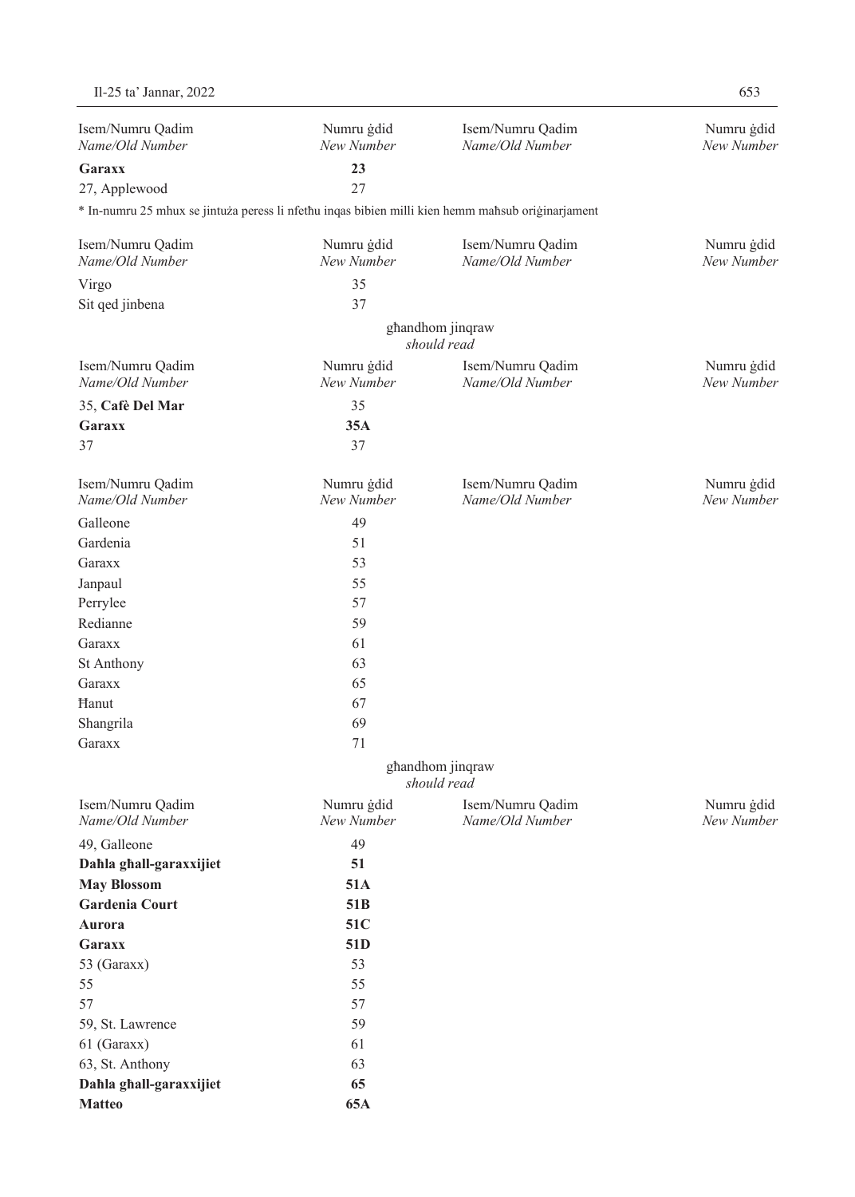| Isem/Numru Qadim *Name/Old Number* | Numru ġdid *New Number* | Isem/Numru Qadim *Name/Old Number* | Numru ġdid *New Number* |
|---|---|---|---|
| **Garaxx** | **23** | | |
| 27, Applewood | 27 | | |

* In-numru 25 mhux se jintuża peress li nfetħu inqas bibien milli kien hemm maħsub oriġinarjament

| Isem/Numru Qadim *Name/Old Number* | Numru ġdid *New Number* | Isem/Numru Qadim *Name/Old Number* | Numru ġdid *New Number* |
|---|---|---|---|
| Virgo | 35 | | |
| Sit qed jinbena | 37 | | |

għandhom jinqraw
*should read*

| Isem/Numru Qadim *Name/Old Number* | Numru ġdid *New Number* | Isem/Numru Qadim *Name/Old Number* | Numru ġdid *New Number* |
|---|---|---|---|
| 35, **Cafè Del Mar** | 35 | | |
| **Garaxx** | **35A** | | |
| 37 | 37 | | |

| Isem/Numru Qadim *Name/Old Number* | Numru ġdid *New Number* | Isem/Numru Qadim *Name/Old Number* | Numru ġdid *New Number* |
|---|---|---|---|
| Galleone | 49 | | |
| Gardenia | 51 | | |
| Garaxx | 53 | | |
| Janpaul | 55 | | |
| Perrylee | 57 | | |
| Redianne | 59 | | |
| Garaxx | 61 | | |
| St Anthony | 63 | | |
| Garaxx | 65 | | |
| Ħanut | 67 | | |
| Shangrila | 69 | | |
| Garaxx | 71 | | |

għandhom jinqraw
*should read*

| Isem/Numru Qadim *Name/Old Number* | Numru ġdid *New Number* | Isem/Numru Qadim *Name/Old Number* | Numru ġdid *New Number* |
|---|---|---|---|
| 49, Galleone | 49 | | |
| **Daħla għall-garaxxijiet** | **51** | | |
| **May Blossom** | **51A** | | |
| **Gardenia Court** | **51B** | | |
| **Aurora** | **51C** | | |
| **Garaxx** | **51D** | | |
| 53 (Garaxx) | 53 | | |
| 55 | 55 | | |
| 57 | 57 | | |
| 59, St. Lawrence | 59 | | |
| 61 (Garaxx) | 61 | | |
| 63, St. Anthony | 63 | | |
| **Daħla għall-garaxxijiet** | **65** | | |
| **Matteo** | **65A** | | |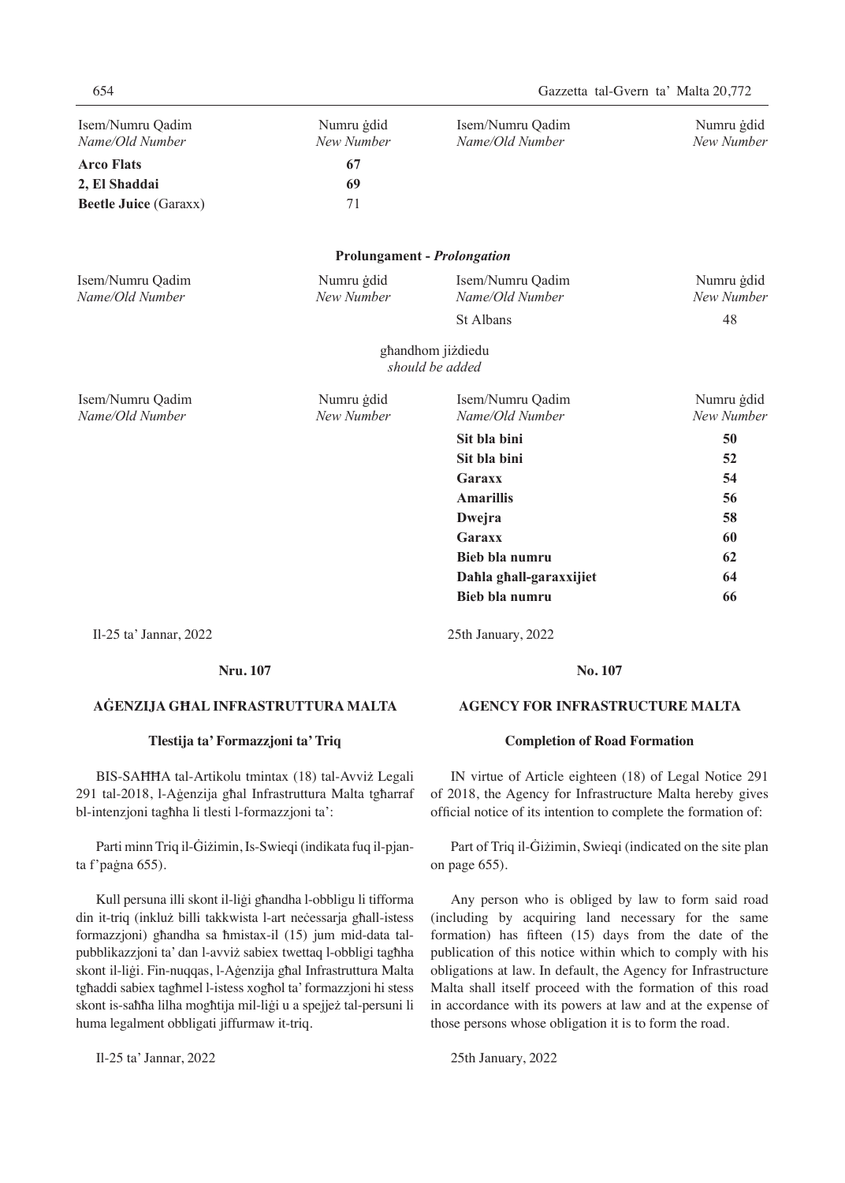| Isem/Numru Qadim *Name/Old Number* | Numru ġdid *New Number* | Isem/Numru Qadim *Name/Old Number* | Numru ġdid *New Number* |
|---|---|---|---|
| **Arco Flats** | **67** | | |
| **2, El Shaddai** | **69** | | |
| **Beetle Juice** (Garaxx) | 71 | | |

**Prolungament -** ***Prolongation***

| Isem/Numru Qadim *Name/Old Number* | Numru ġdid *New Number* | Isem/Numru Qadim *Name/Old Number* | Numru ġdid *New Number* |
|---|---|---|---|
| | | St Albans | 48 |

għandhom jiżdiedu
*should be added*

| Isem/Numru Qadim *Name/Old Number* | Numru ġdid *New Number* | Isem/Numru Qadim *Name/Old Number* | Numru ġdid *New Number* |
|---|---|---|---|
| | | **Sit bla bini** | **50** |
| | | **Sit bla bini** | **52** |
| | | **Garaxx** | **54** |
| | | **Amarillis** | **56** |
| | | **Dwejra** | **58** |
| | | **Garaxx** | **60** |
| | | **Bieb bla numru** | **62** |
| | | **Daħla għall-garaxxijiet** | **64** |
| | | **Bieb bla numru** | **66** |

Il-25 ta' Jannar, 2022

25th January, 2022

**Nru. 107**

### AĠENZIJA GĦAL INFRASTRUTTURA MALTA

**Tlestija ta' Formazzjoni ta' Triq**

BIS-SAĦĦA tal-Artikolu tmintax (18) tal-Avviż Legali 291 tal-2018, l-Aġenzija għal Infrastruttura Malta tgħarraf bl-intenzjoni tagħha li tlesti l-formazzjoni ta':

Parti minn Triq il-Ġiżimin, Is-Swieqi (indikata fuq il-pjanta f'paġna 655).

Kull persuna illi skont il-liġi għandha l-obbligu li tifforma din it-triq (inkluż billi takkwista l-art neċessarja għall-istess formazzjoni) għandha sa ħmistax-il (15) jum mid-data tal-pubblikazzjoni ta' dan l-avviż sabiex twettaq l-obbligi tagħha skont il-liġi. Fin-nuqqas, l-Aġenzija għal Infrastruttura Malta tgħaddi sabiex tagħmel l-istess xogħol ta' formazzjoni hi stess skont is-saħħa lilha mogħtija mil-liġi u a spejjeż tal-persuni li huma legalment obbligati jiffurmaw it-triq.

Il-25 ta' Jannar, 2022

**No. 107**

### AGENCY FOR INFRASTRUCTURE MALTA

**Completion of Road Formation**

IN virtue of Article eighteen (18) of Legal Notice 291 of 2018, the Agency for Infrastructure Malta hereby gives official notice of its intention to complete the formation of:

Part of Triq il-Ġiżimin, Swieqi (indicated on the site plan on page 655).

Any person who is obliged by law to form said road (including by acquiring land necessary for the same formation) has fifteen (15) days from the date of the publication of this notice within which to comply with his obligations at law. In default, the Agency for Infrastructure Malta shall itself proceed with the formation of this road in accordance with its powers at law and at the expense of those persons whose obligation it is to form the road.

25th January, 2022